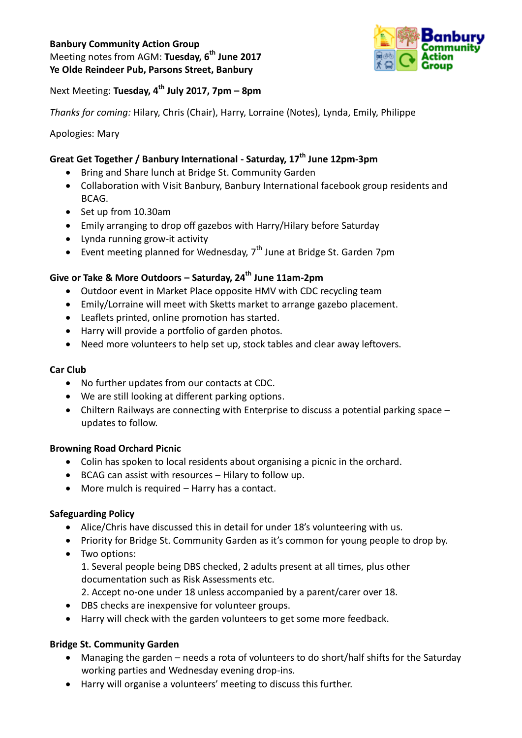**Banbury Community Action Group**
Meeting notes from AGM: **Tuesday, 6th June 2017**
**Ye Olde Reindeer Pub, Parsons Street, Banbury**

Next Meeting: **Tuesday, 4th July 2017, 7pm – 8pm**

*Thanks for coming:* Hilary, Chris (Chair), Harry, Lorraine (Notes), Lynda, Emily, Philippe

Apologies: Mary

### Great Get Together / Banbury International - Saturday, 17th June 12pm-3pm

- Bring and Share lunch at Bridge St. Community Garden
- Collaboration with Visit Banbury, Banbury International facebook group residents and BCAG.
- Set up from 10.30am
- Emily arranging to drop off gazebos with Harry/Hilary before Saturday
- Lynda running grow-it activity
- Event meeting planned for Wednesday, 7th June at Bridge St. Garden 7pm

### Give or Take & More Outdoors – Saturday, 24th June 11am-2pm

- Outdoor event in Market Place opposite HMV with CDC recycling team
- Emily/Lorraine will meet with Sketts market to arrange gazebo placement.
- Leaflets printed, online promotion has started.
- Harry will provide a portfolio of garden photos.
- Need more volunteers to help set up, stock tables and clear away leftovers.

### Car Club

- No further updates from our contacts at CDC.
- We are still looking at different parking options.
- Chiltern Railways are connecting with Enterprise to discuss a potential parking space – updates to follow.

### Browning Road Orchard Picnic

- Colin has spoken to local residents about organising a picnic in the orchard.
- BCAG can assist with resources – Hilary to follow up.
- More mulch is required – Harry has a contact.

### Safeguarding Policy

- Alice/Chris have discussed this in detail for under 18's volunteering with us.
- Priority for Bridge St. Community Garden as it's common for young people to drop by.
- Two options:
  1. Several people being DBS checked, 2 adults present at all times, plus other documentation such as Risk Assessments etc.
  2. Accept no-one under 18 unless accompanied by a parent/carer over 18.
- DBS checks are inexpensive for volunteer groups.
- Harry will check with the garden volunteers to get some more feedback.

### Bridge St. Community Garden

- Managing the garden – needs a rota of volunteers to do short/half shifts for the Saturday working parties and Wednesday evening drop-ins.
- Harry will organise a volunteers' meeting to discuss this further.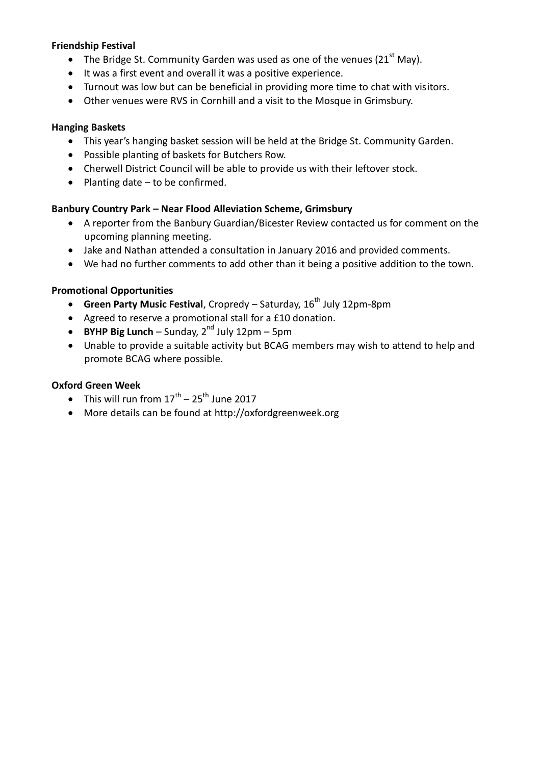**Friendship Festival**

- The Bridge St. Community Garden was used as one of the venues (21st May).
- It was a first event and overall it was a positive experience.
- Turnout was low but can be beneficial in providing more time to chat with visitors.
- Other venues were RVS in Cornhill and a visit to the Mosque in Grimsbury.

**Hanging Baskets**

- This year's hanging basket session will be held at the Bridge St. Community Garden.
- Possible planting of baskets for Butchers Row.
- Cherwell District Council will be able to provide us with their leftover stock.
- Planting date – to be confirmed.

**Banbury Country Park – Near Flood Alleviation Scheme, Grimsbury**

- A reporter from the Banbury Guardian/Bicester Review contacted us for comment on the upcoming planning meeting.
- Jake and Nathan attended a consultation in January 2016 and provided comments.
- We had no further comments to add other than it being a positive addition to the town.

**Promotional Opportunities**

- **Green Party Music Festival**, Cropredy – Saturday, 16th July 12pm-8pm
- Agreed to reserve a promotional stall for a £10 donation.
- **BYHP Big Lunch** – Sunday, 2nd July 12pm – 5pm
- Unable to provide a suitable activity but BCAG members may wish to attend to help and promote BCAG where possible.

**Oxford Green Week**

- This will run from 17th – 25th June 2017
- More details can be found at http://oxfordgreenweek.org